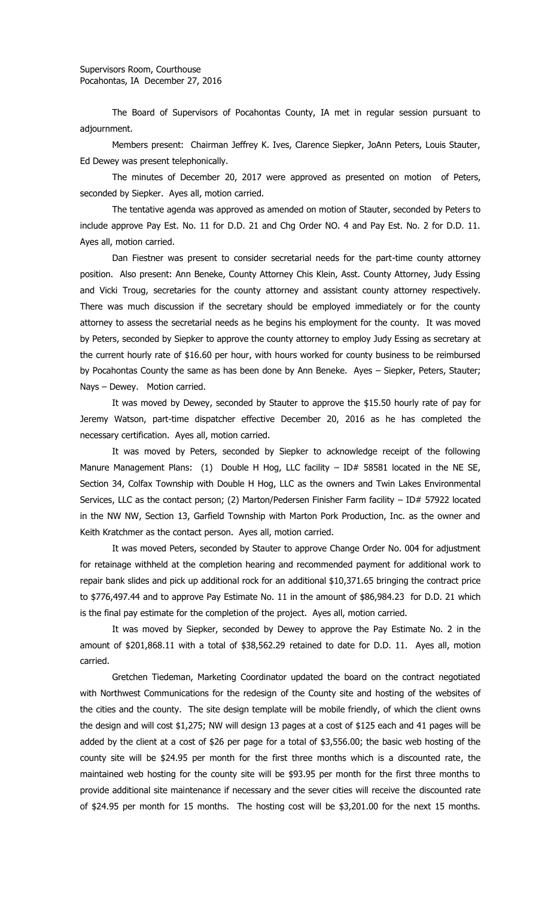Supervisors Room, Courthouse
Pocahontas, IA December 27, 2016

The Board of Supervisors of Pocahontas County, IA met in regular session pursuant to adjournment.

Members present: Chairman Jeffrey K. Ives, Clarence Siepker, JoAnn Peters, Louis Stauter, Ed Dewey was present telephonically.

The minutes of December 20, 2017 were approved as presented on motion of Peters, seconded by Siepker. Ayes all, motion carried.

The tentative agenda was approved as amended on motion of Stauter, seconded by Peters to include approve Pay Est. No. 11 for D.D. 21 and Chg Order NO. 4 and Pay Est. No. 2 for D.D. 11. Ayes all, motion carried.

Dan Fiestner was present to consider secretarial needs for the part-time county attorney position. Also present: Ann Beneke, County Attorney Chis Klein, Asst. County Attorney, Judy Essing and Vicki Troug, secretaries for the county attorney and assistant county attorney respectively. There was much discussion if the secretary should be employed immediately or for the county attorney to assess the secretarial needs as he begins his employment for the county. It was moved by Peters, seconded by Siepker to approve the county attorney to employ Judy Essing as secretary at the current hourly rate of $16.60 per hour, with hours worked for county business to be reimbursed by Pocahontas County the same as has been done by Ann Beneke. Ayes – Siepker, Peters, Stauter; Nays – Dewey. Motion carried.

It was moved by Dewey, seconded by Stauter to approve the $15.50 hourly rate of pay for Jeremy Watson, part-time dispatcher effective December 20, 2016 as he has completed the necessary certification. Ayes all, motion carried.

It was moved by Peters, seconded by Siepker to acknowledge receipt of the following Manure Management Plans: (1) Double H Hog, LLC facility – ID# 58581 located in the NE SE, Section 34, Colfax Township with Double H Hog, LLC as the owners and Twin Lakes Environmental Services, LLC as the contact person; (2) Marton/Pedersen Finisher Farm facility – ID# 57922 located in the NW NW, Section 13, Garfield Township with Marton Pork Production, Inc. as the owner and Keith Kratchmer as the contact person. Ayes all, motion carried.

It was moved Peters, seconded by Stauter to approve Change Order No. 004 for adjustment for retainage withheld at the completion hearing and recommended payment for additional work to repair bank slides and pick up additional rock for an additional $10,371.65 bringing the contract price to $776,497.44 and to approve Pay Estimate No. 11 in the amount of $86,984.23 for D.D. 21 which is the final pay estimate for the completion of the project. Ayes all, motion carried.

It was moved by Siepker, seconded by Dewey to approve the Pay Estimate No. 2 in the amount of $201,868.11 with a total of $38,562.29 retained to date for D.D. 11. Ayes all, motion carried.

Gretchen Tiedeman, Marketing Coordinator updated the board on the contract negotiated with Northwest Communications for the redesign of the County site and hosting of the websites of the cities and the county. The site design template will be mobile friendly, of which the client owns the design and will cost $1,275; NW will design 13 pages at a cost of $125 each and 41 pages will be added by the client at a cost of $26 per page for a total of $3,556.00; the basic web hosting of the county site will be $24.95 per month for the first three months which is a discounted rate, the maintained web hosting for the county site will be $93.95 per month for the first three months to provide additional site maintenance if necessary and the sever cities will receive the discounted rate of $24.95 per month for 15 months. The hosting cost will be $3,201.00 for the next 15 months.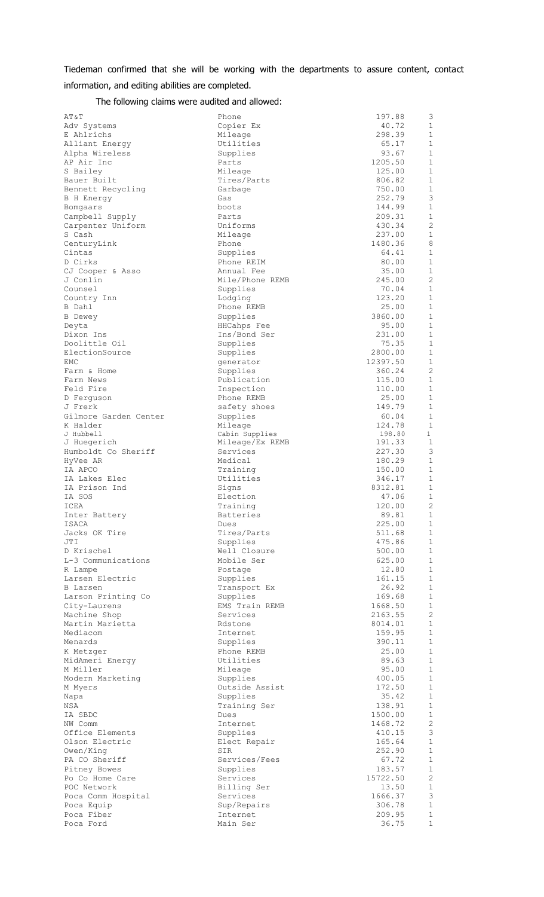Tiedeman confirmed that she will be working with the departments to assure content, contact information, and editing abilities are completed.

The following claims were audited and allowed:

| | | | |
|---|---|---|---|
| AT&T | Phone | 197.88 | 3 |
| Adv Systems | Copier Ex | 40.72 | 1 |
| E Ahlrichs | Mileage | 298.39 | 1 |
| Alliant Energy | Utilities | 65.17 | 1 |
| Alpha Wireless | Supplies | 93.67 | 1 |
| AP Air Inc | Parts | 1205.50 | 1 |
| S Bailey | Mileage | 125.00 | 1 |
| Bauer Built | Tires/Parts | 806.82 | 1 |
| Bennett Recycling | Garbage | 750.00 | 1 |
| B H Energy | Gas | 252.79 | 3 |
| Bomgaars | boots | 144.99 | 1 |
| Campbell Supply | Parts | 209.31 | 1 |
| Carpenter Uniform | Uniforms | 430.34 | 2 |
| S Cash | Mileage | 237.00 | 1 |
| CenturyLink | Phone | 1480.36 | 8 |
| Cintas | Supplies | 64.41 | 1 |
| D Cirks | Phone REIM | 80.00 | 1 |
| CJ Cooper & Asso | Annual Fee | 35.00 | 1 |
| J Conlin | Mile/Phone REMB | 245.00 | 2 |
| Counsel | Supplies | 70.04 | 1 |
| Country Inn | Lodging | 123.20 | 1 |
| B Dahl | Phone REMB | 25.00 | 1 |
| B Dewey | Supplies | 3860.00 | 1 |
| Deyta | HHCahps Fee | 95.00 | 1 |
| Dixon Ins | Ins/Bond Ser | 231.00 | 1 |
| Doolittle Oil | Supplies | 75.35 | 1 |
| ElectionSource | Supplies | 2800.00 | 1 |
| EMC | generator | 12397.50 | 1 |
| Farm & Home | Supplies | 360.24 | 2 |
| Farm News | Publication | 115.00 | 1 |
| Feld Fire | Inspection | 110.00 | 1 |
| D Ferguson | Phone REMB | 25.00 | 1 |
| J Frerk | safety shoes | 149.79 | 1 |
| Gilmore Garden Center | Supplies | 60.04 | 1 |
| K Halder | Mileage | 124.78 | 1 |
| J Hubbell | Cabin Supplies | 198.80 | 1 |
| J Huegerich | Mileage/Ex REMB | 191.33 | 1 |
| Humboldt Co Sheriff | Services | 227.30 | 3 |
| HyVee AR | Medical | 180.29 | 1 |
| IA APCO | Training | 150.00 | 1 |
| IA Lakes Elec | Utilities | 346.17 | 1 |
| IA Prison Ind | Signs | 8312.81 | 1 |
| IA SOS | Election | 47.06 | 1 |
| ICEA | Training | 120.00 | 2 |
| Inter Battery | Batteries | 89.81 | 1 |
| ISACA | Dues | 225.00 | 1 |
| Jacks OK Tire | Tires/Parts | 511.68 | 1 |
| JTI | Supplies | 475.86 | 1 |
| D Krischel | Well Closure | 500.00 | 1 |
| L-3 Communications | Mobile Ser | 625.00 | 1 |
| R Lampe | Postage | 12.80 | 1 |
| Larsen Electric | Supplies | 161.15 | 1 |
| B Larsen | Transport Ex | 26.92 | 1 |
| Larson Printing Co | Supplies | 169.68 | 1 |
| City-Laurens | EMS Train REMB | 1668.50 | 1 |
| Machine Shop | Services | 2163.55 | 2 |
| Martin Marietta | Rdstone | 8014.01 | 1 |
| Mediacom | Internet | 159.95 | 1 |
| Menards | Supplies | 390.11 | 1 |
| K Metzger | Phone REMB | 25.00 | 1 |
| MidAmeri Energy | Utilities | 89.63 | 1 |
| M Miller | Mileage | 95.00 | 1 |
| Modern Marketing | Supplies | 400.05 | 1 |
| M Myers | Outside Assist | 172.50 | 1 |
| Napa | Supplies | 35.42 | 1 |
| NSA | Training Ser | 138.91 | 1 |
| IA SBDC | Dues | 1500.00 | 1 |
| NW Comm | Internet | 1468.72 | 2 |
| Office Elements | Supplies | 410.15 | 3 |
| Olson Electric | Elect Repair | 165.64 | 1 |
| Owen/King | SIR | 252.90 | 1 |
| PA CO Sheriff | Services/Fees | 67.72 | 1 |
| Pitney Bowes | Supplies | 183.57 | 1 |
| Po Co Home Care | Services | 15722.50 | 2 |
| POC Network | Billing Ser | 13.50 | 1 |
| Poca Comm Hospital | Services | 1666.37 | 3 |
| Poca Equip | Sup/Repairs | 306.78 | 1 |
| Poca Fiber | Internet | 209.95 | 1 |
| Poca Ford | Main Ser | 36.75 | 1 |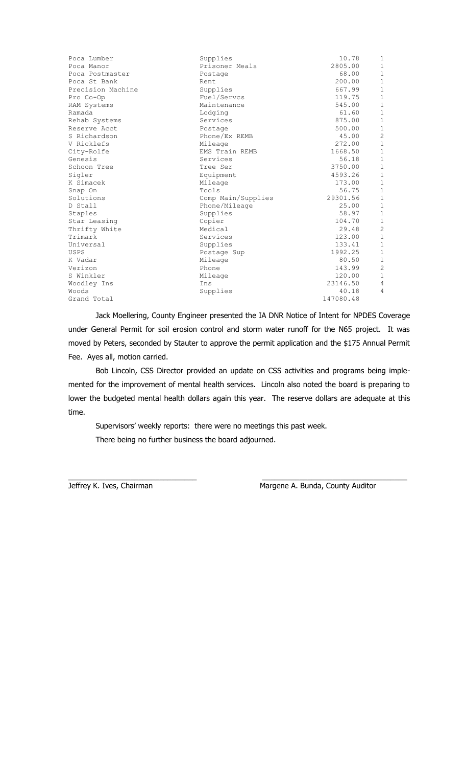| | | | |
|---|---|---|---|
| Poca Lumber | Supplies | 10.78 | 1 |
| Poca Manor | Prisoner Meals | 2805.00 | 1 |
| Poca Postmaster | Postage | 68.00 | 1 |
| Poca St Bank | Rent | 200.00 | 1 |
| Precision Machine | Supplies | 667.99 | 1 |
| Pro Co-Op | Fuel/Servcs | 119.75 | 1 |
| RAM Systems | Maintenance | 545.00 | 1 |
| Ramada | Lodging | 61.60 | 1 |
| Rehab Systems | Services | 875.00 | 1 |
| Reserve Acct | Postage | 500.00 | 1 |
| S Richardson | Phone/Ex REMB | 45.00 | 2 |
| V Ricklefs | Mileage | 272.00 | 1 |
| City-Rolfe | EMS Train REMB | 1668.50 | 1 |
| Genesis | Services | 56.18 | 1 |
| Schoon Tree | Tree Ser | 3750.00 | 1 |
| Sigler | Equipment | 4593.26 | 1 |
| K Simacek | Mileage | 173.00 | 1 |
| Snap On | Tools | 56.75 | 1 |
| Solutions | Comp Main/Supplies | 29301.56 | 1 |
| D Stall | Phone/Mileage | 25.00 | 1 |
| Staples | Supplies | 58.97 | 1 |
| Star Leasing | Copier | 104.70 | 1 |
| Thrifty White | Medical | 29.48 | 2 |
| Trimark | Services | 123.00 | 1 |
| Universal | Supplies | 133.41 | 1 |
| USPS | Postage Sup | 1992.25 | 1 |
| K Vadar | Mileage | 80.50 | 1 |
| Verizon | Phone | 143.99 | 2 |
| S Winkler | Mileage | 120.00 | 1 |
| Woodley Ins | Ins | 23146.50 | 4 |
| Woods | Supplies | 40.18 | 4 |
| Grand Total | | 147080.48 | |

Jack Moellering, County Engineer presented the IA DNR Notice of Intent for NPDES Coverage under General Permit for soil erosion control and storm water runoff for the N65 project. It was moved by Peters, seconded by Stauter to approve the permit application and the $175 Annual Permit Fee. Ayes all, motion carried.

Bob Lincoln, CSS Director provided an update on CSS activities and programs being implemented for the improvement of mental health services. Lincoln also noted the board is preparing to lower the budgeted mental health dollars again this year. The reserve dollars are adequate at this time.

Supervisors' weekly reports: there were no meetings this past week.

There being no further business the board adjourned.

\_\_\_\_\_\_\_\_\_\_\_\_\_\_\_\_\_\_\_\_\_\_\_\_\_\_\_\_\_\_ \_\_\_\_\_\_\_\_\_\_\_\_\_\_\_\_\_\_\_\_\_\_\_\_\_\_\_\_\_\_

Jeffrey K. Ives, Chairman Margene A. Bunda, County Auditor